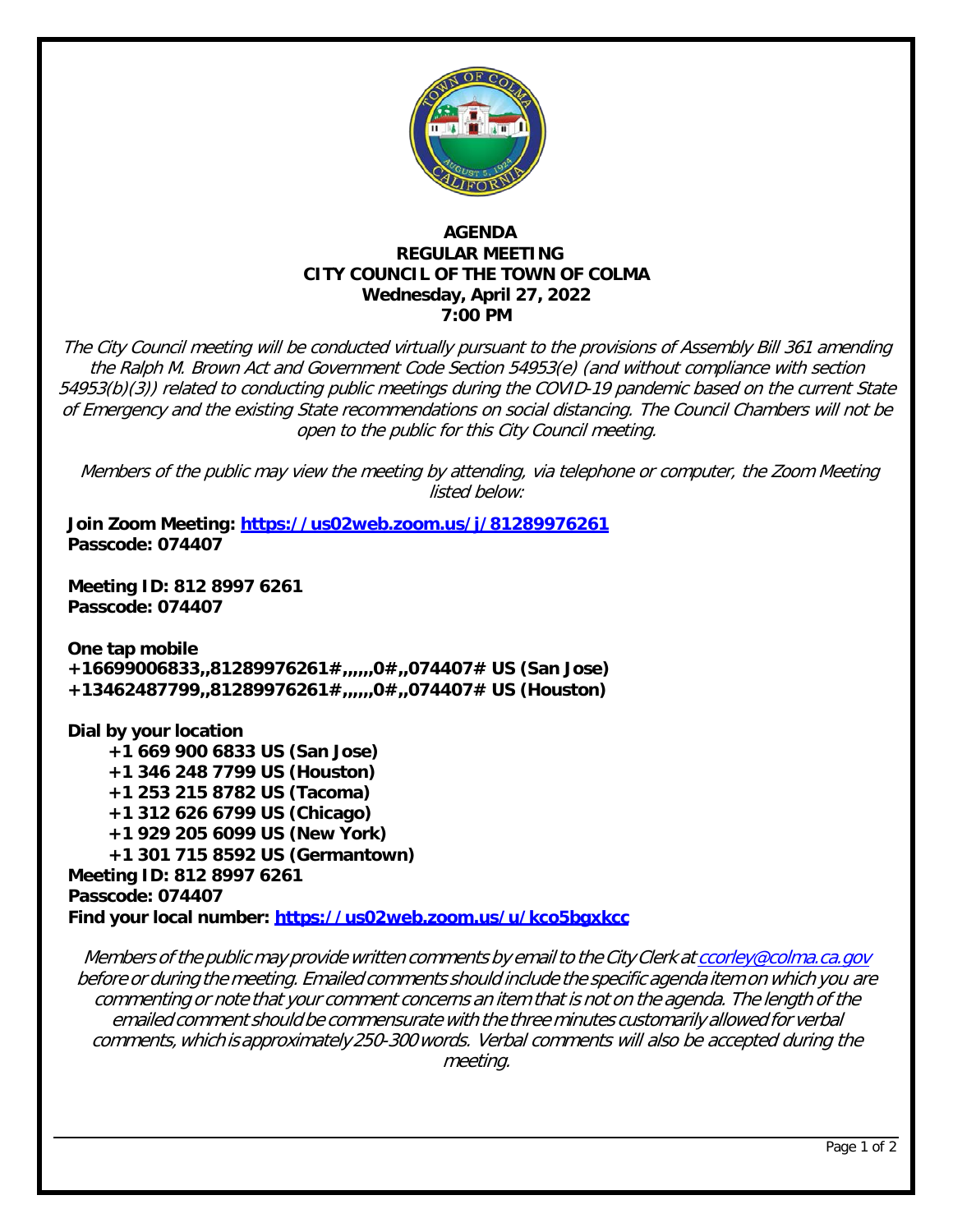# AGENDA
## REGULAR MEETING
## CITY COUNCIL OF THE TOWN OF COLMA
**Wednesday, April 27, 2022**
**7:00 PM**

*The City Council meeting will be conducted virtually pursuant to the provisions of Assembly Bill 361 amending the Ralph M. Brown Act and Government Code Section 54953(e) (and without compliance with section 54953(b)(3)) related to conducting public meetings during the COVID-19 pandemic based on the current State of Emergency and the existing State recommendations on social distancing. The Council Chambers will not be open to the public for this City Council meeting.*

*Members of the public may view the meeting by attending, via telephone or computer, the Zoom Meeting listed below:*

**Join Zoom Meeting: https://us02web.zoom.us/j/81289976261**
**Passcode: 074407**

**Meeting ID: 812 8997 6261**
**Passcode: 074407**

**One tap mobile**
**+16699006833,,81289976261#,,,,,,0#,,074407# US (San Jose)**
**+13462487799,,81289976261#,,,,,,0#,,074407# US (Houston)**

**Dial by your location**
- **+1 669 900 6833 US (San Jose)**
- **+1 346 248 7799 US (Houston)**
- **+1 253 215 8782 US (Tacoma)**
- **+1 312 626 6799 US (Chicago)**
- **+1 929 205 6099 US (New York)**
- **+1 301 715 8592 US (Germantown)**

**Meeting ID: 812 8997 6261**
**Passcode: 074407**
**Find your local number: https://us02web.zoom.us/u/kco5bgxkcc**

*Members of the public may provide written comments by email to the City Clerk at ccorley@colma.ca.gov before or during the meeting. Emailed comments should include the specific agenda item on which you are commenting or note that your comment concerns an item that is not on the agenda. The length of the emailed comment should be commensurate with the three minutes customarily allowed for verbal comments, which is approximately 250-300 words. Verbal comments will also be accepted during the meeting.*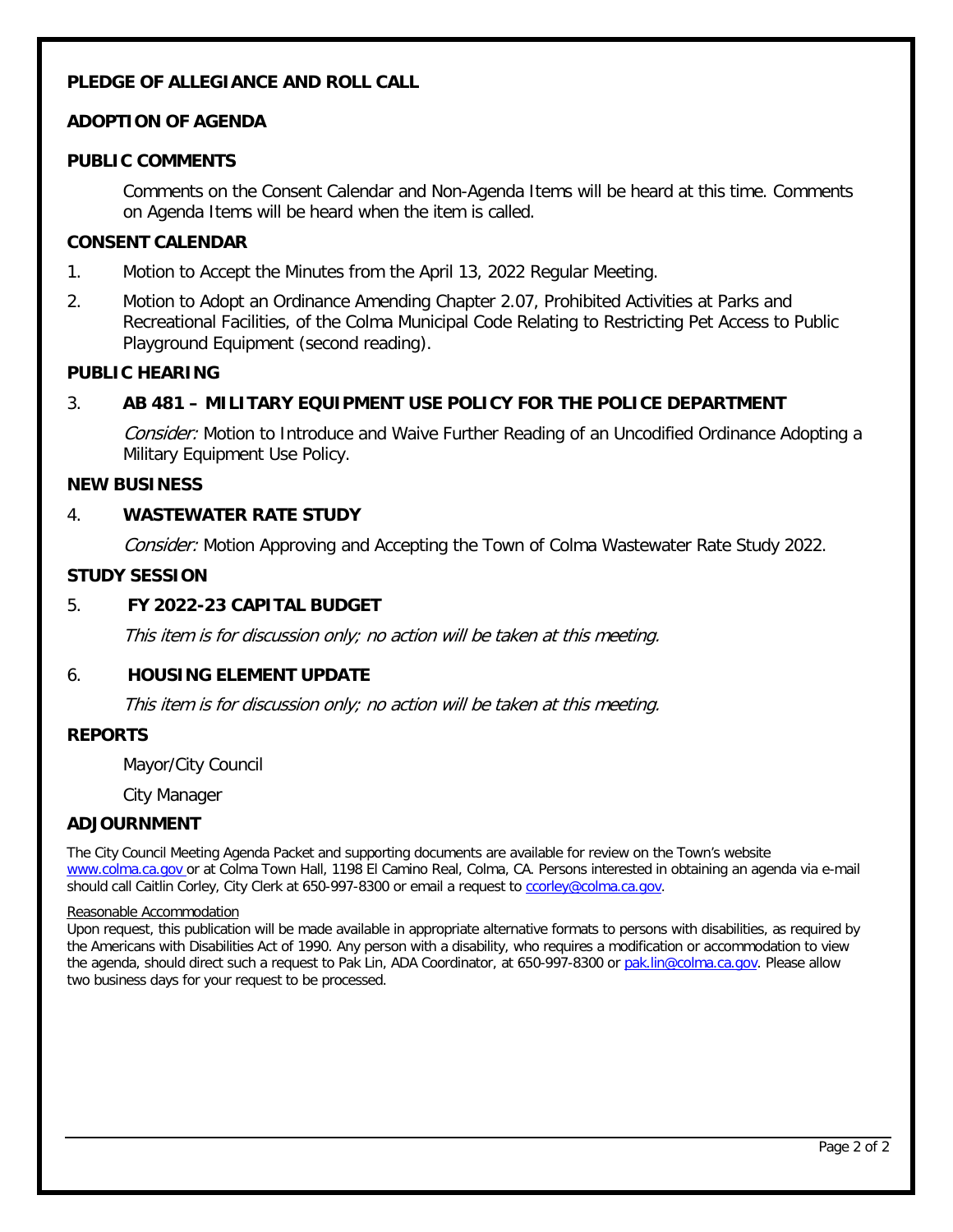**PLEDGE OF ALLEGIANCE AND ROLL CALL**

**ADOPTION OF AGENDA**

**PUBLIC COMMENTS**

Comments on the Consent Calendar and Non-Agenda Items will be heard at this time. Comments on Agenda Items will be heard when the item is called.

**CONSENT CALENDAR**

1. Motion to Accept the Minutes from the April 13, 2022 Regular Meeting.
2. Motion to Adopt an Ordinance Amending Chapter 2.07, Prohibited Activities at Parks and Recreational Facilities, of the Colma Municipal Code Relating to Restricting Pet Access to Public Playground Equipment (second reading).

**PUBLIC HEARING**

3. **AB 481 – MILITARY EQUIPMENT USE POLICY FOR THE POLICE DEPARTMENT**

   *Consider:* Motion to Introduce and Waive Further Reading of an Uncodified Ordinance Adopting a Military Equipment Use Policy.

**NEW BUSINESS**

4. **WASTEWATER RATE STUDY**

   *Consider:* Motion Approving and Accepting the Town of Colma Wastewater Rate Study 2022.

**STUDY SESSION**

5. **FY 2022-23 CAPITAL BUDGET**

   *This item is for discussion only; no action will be taken at this meeting.*

6. **HOUSING ELEMENT UPDATE**

   *This item is for discussion only; no action will be taken at this meeting.*

**REPORTS**

Mayor/City Council

City Manager

**ADJOURNMENT**

The City Council Meeting Agenda Packet and supporting documents are available for review on the Town's website www.colma.ca.gov or at Colma Town Hall, 1198 El Camino Real, Colma, CA. Persons interested in obtaining an agenda via e-mail should call Caitlin Corley, City Clerk at 650-997-8300 or email a request to ccorley@colma.ca.gov.

Reasonable Accommodation

Upon request, this publication will be made available in appropriate alternative formats to persons with disabilities, as required by the Americans with Disabilities Act of 1990. Any person with a disability, who requires a modification or accommodation to view the agenda, should direct such a request to Pak Lin, ADA Coordinator, at 650-997-8300 or pak.lin@colma.ca.gov. Please allow two business days for your request to be processed.